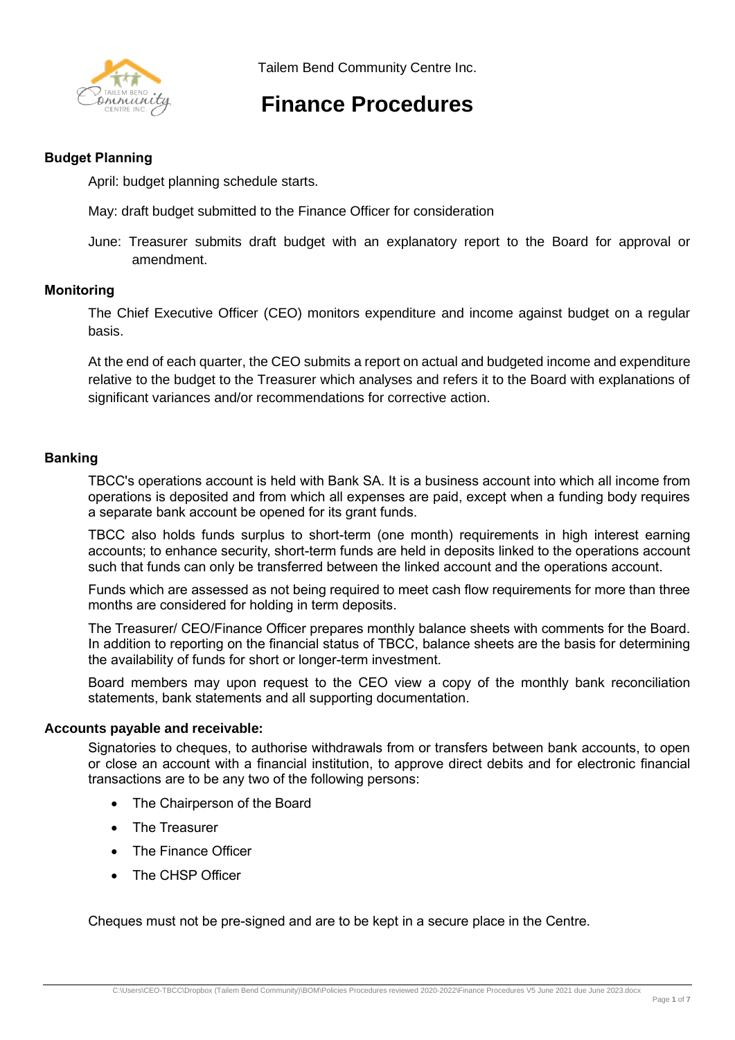Tailem Bend Community Centre Inc.

# Finance Procedures

### Budget Planning

April: budget planning schedule starts.

May: draft budget submitted to the Finance Officer for consideration

June: Treasurer submits draft budget with an explanatory report to the Board for approval or amendment.

### Monitoring

The Chief Executive Officer (CEO) monitors expenditure and income against budget on a regular basis.

At the end of each quarter, the CEO submits a report on actual and budgeted income and expenditure relative to the budget to the Treasurer which analyses and refers it to the Board with explanations of significant variances and/or recommendations for corrective action.

### Banking

TBCC's operations account is held with Bank SA. It is a business account into which all income from operations is deposited and from which all expenses are paid, except when a funding body requires a separate bank account be opened for its grant funds.

TBCC also holds funds surplus to short-term (one month) requirements in high interest earning accounts; to enhance security, short-term funds are held in deposits linked to the operations account such that funds can only be transferred between the linked account and the operations account.

Funds which are assessed as not being required to meet cash flow requirements for more than three months are considered for holding in term deposits.

The Treasurer/ CEO/Finance Officer prepares monthly balance sheets with comments for the Board. In addition to reporting on the financial status of TBCC, balance sheets are the basis for determining the availability of funds for short or longer-term investment.

Board members may upon request to the CEO view a copy of the monthly bank reconciliation statements, bank statements and all supporting documentation.

### Accounts payable and receivable:

Signatories to cheques, to authorise withdrawals from or transfers between bank accounts, to open or close an account with a financial institution, to approve direct debits and for electronic financial transactions are to be any two of the following persons:

- The Chairperson of the Board
- The Treasurer
- The Finance Officer
- The CHSP Officer

Cheques must not be pre-signed and are to be kept in a secure place in the Centre.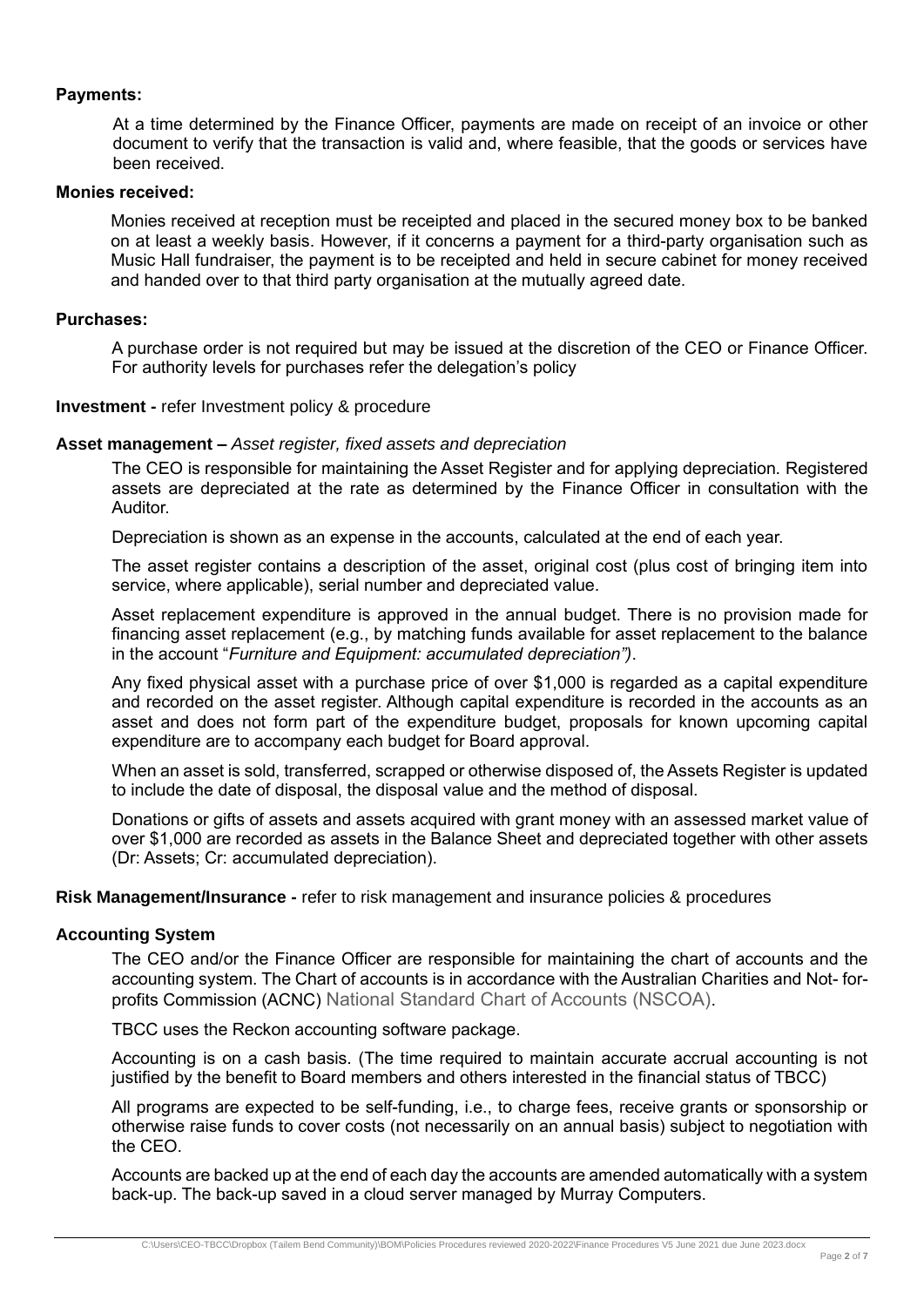**Payments:**

At a time determined by the Finance Officer, payments are made on receipt of an invoice or other document to verify that the transaction is valid and, where feasible, that the goods or services have been received.

**Monies received:**

Monies received at reception must be receipted and placed in the secured money box to be banked on at least a weekly basis. However, if it concerns a payment for a third-party organisation such as Music Hall fundraiser, the payment is to be receipted and held in secure cabinet for money received and handed over to that third party organisation at the mutually agreed date.

**Purchases:**

A purchase order is not required but may be issued at the discretion of the CEO or Finance Officer. For authority levels for purchases refer the delegation's policy

**Investment -** refer Investment policy & procedure

**Asset management –** *Asset register, fixed assets and depreciation*

The CEO is responsible for maintaining the Asset Register and for applying depreciation. Registered assets are depreciated at the rate as determined by the Finance Officer in consultation with the Auditor.

Depreciation is shown as an expense in the accounts, calculated at the end of each year.

The asset register contains a description of the asset, original cost (plus cost of bringing item into service, where applicable), serial number and depreciated value.

Asset replacement expenditure is approved in the annual budget. There is no provision made for financing asset replacement (e.g., by matching funds available for asset replacement to the balance in the account "*Furniture and Equipment: accumulated depreciation")*.

Any fixed physical asset with a purchase price of over $1,000 is regarded as a capital expenditure and recorded on the asset register. Although capital expenditure is recorded in the accounts as an asset and does not form part of the expenditure budget, proposals for known upcoming capital expenditure are to accompany each budget for Board approval.

When an asset is sold, transferred, scrapped or otherwise disposed of, the Assets Register is updated to include the date of disposal, the disposal value and the method of disposal.

Donations or gifts of assets and assets acquired with grant money with an assessed market value of over $1,000 are recorded as assets in the Balance Sheet and depreciated together with other assets (Dr: Assets; Cr: accumulated depreciation).

**Risk Management/Insurance -** refer to risk management and insurance policies & procedures

**Accounting System**

The CEO and/or the Finance Officer are responsible for maintaining the chart of accounts and the accounting system. The Chart of accounts is in accordance with the Australian Charities and Not- for-profits Commission (ACNC) National Standard Chart of Accounts (NSCOA).

TBCC uses the Reckon accounting software package.

Accounting is on a cash basis. (The time required to maintain accurate accrual accounting is not justified by the benefit to Board members and others interested in the financial status of TBCC)

All programs are expected to be self-funding, i.e., to charge fees, receive grants or sponsorship or otherwise raise funds to cover costs (not necessarily on an annual basis) subject to negotiation with the CEO.

Accounts are backed up at the end of each day the accounts are amended automatically with a system back-up. The back-up saved in a cloud server managed by Murray Computers.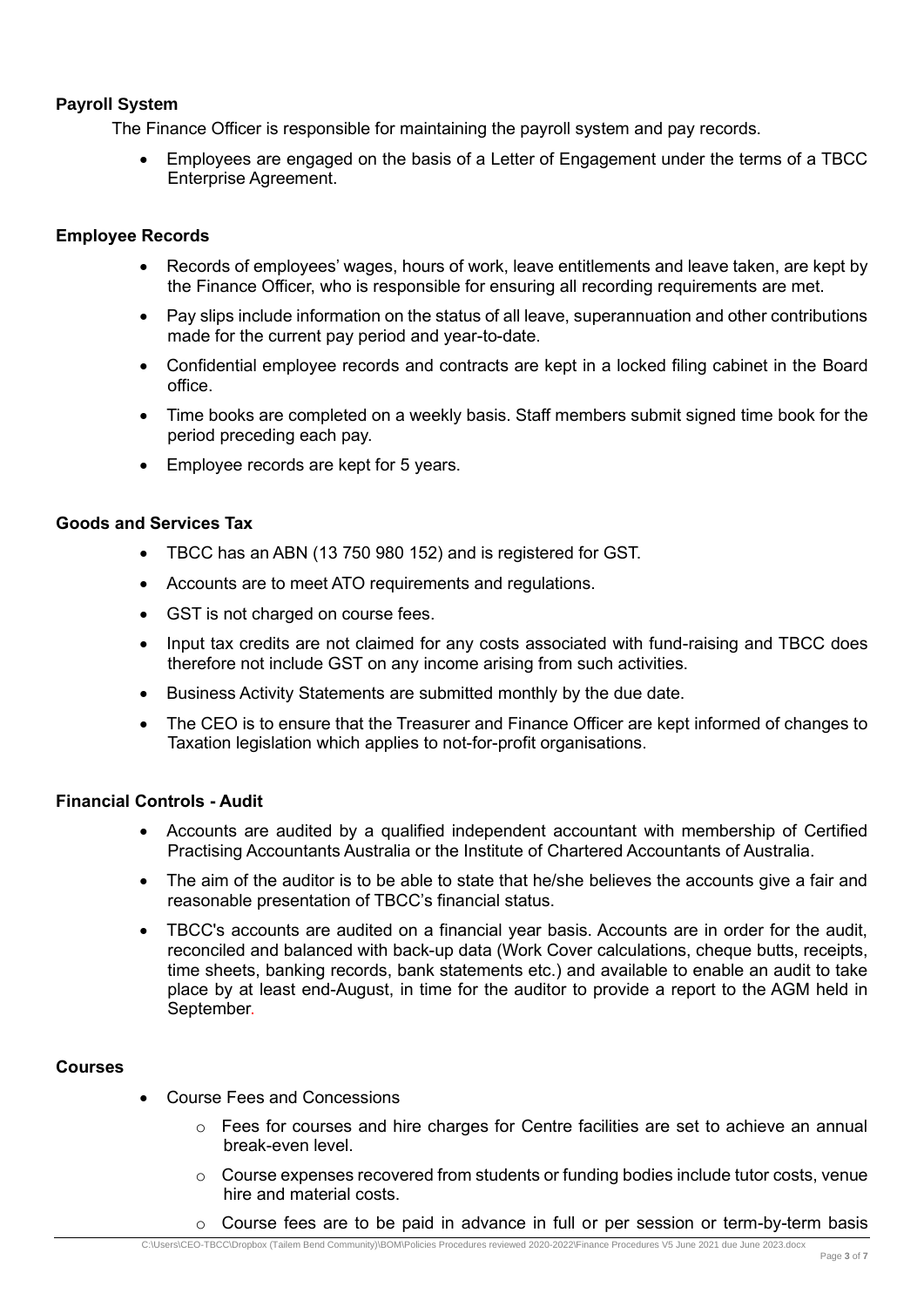**Payroll System**

The Finance Officer is responsible for maintaining the payroll system and pay records.

- Employees are engaged on the basis of a Letter of Engagement under the terms of a TBCC Enterprise Agreement.

**Employee Records**

- Records of employees' wages, hours of work, leave entitlements and leave taken, are kept by the Finance Officer, who is responsible for ensuring all recording requirements are met.
- Pay slips include information on the status of all leave, superannuation and other contributions made for the current pay period and year-to-date.
- Confidential employee records and contracts are kept in a locked filing cabinet in the Board office.
- Time books are completed on a weekly basis. Staff members submit signed time book for the period preceding each pay.
- Employee records are kept for 5 years.

**Goods and Services Tax**

- TBCC has an ABN (13 750 980 152) and is registered for GST.
- Accounts are to meet ATO requirements and regulations.
- GST is not charged on course fees.
- Input tax credits are not claimed for any costs associated with fund-raising and TBCC does therefore not include GST on any income arising from such activities.
- Business Activity Statements are submitted monthly by the due date.
- The CEO is to ensure that the Treasurer and Finance Officer are kept informed of changes to Taxation legislation which applies to not-for-profit organisations.

**Financial Controls - Audit**

- Accounts are audited by a qualified independent accountant with membership of Certified Practising Accountants Australia or the Institute of Chartered Accountants of Australia.
- The aim of the auditor is to be able to state that he/she believes the accounts give a fair and reasonable presentation of TBCC's financial status.
- TBCC's accounts are audited on a financial year basis. Accounts are in order for the audit, reconciled and balanced with back-up data (Work Cover calculations, cheque butts, receipts, time sheets, banking records, bank statements etc.) and available to enable an audit to take place by at least end-August, in time for the auditor to provide a report to the AGM held in September.

**Courses**

- Course Fees and Concessions
  - Fees for courses and hire charges for Centre facilities are set to achieve an annual break-even level.
  - Course expenses recovered from students or funding bodies include tutor costs, venue hire and material costs.
  - Course fees are to be paid in advance in full or per session or term-by-term basis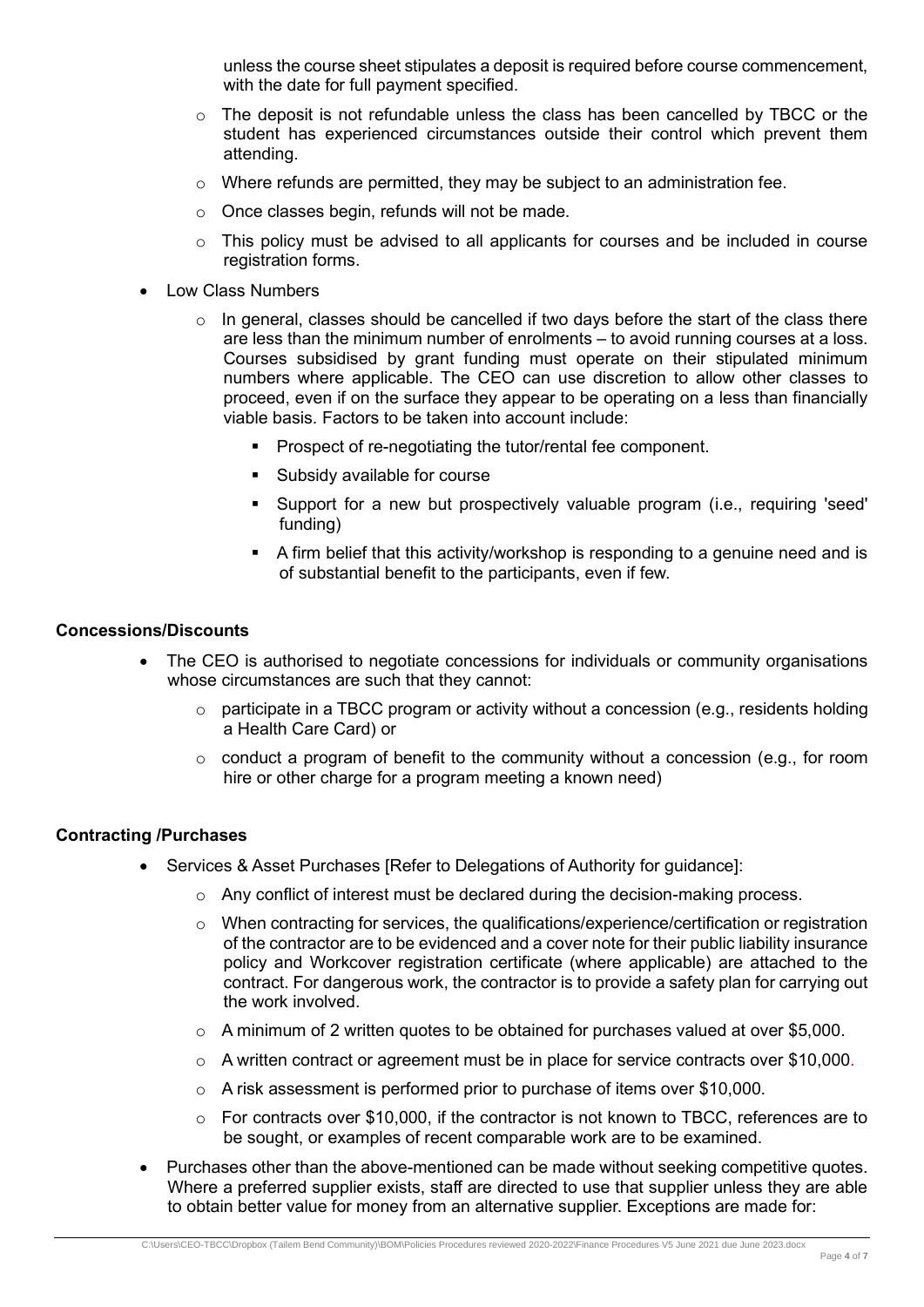unless the course sheet stipulates a deposit is required before course commencement, with the date for full payment specified.

  - The deposit is not refundable unless the class has been cancelled by TBCC or the student has experienced circumstances outside their control which prevent them attending.
  - Where refunds are permitted, they may be subject to an administration fee.
  - Once classes begin, refunds will not be made.
  - This policy must be advised to all applicants for courses and be included in course registration forms.

- Low Class Numbers
  - In general, classes should be cancelled if two days before the start of the class there are less than the minimum number of enrolments – to avoid running courses at a loss. Courses subsidised by grant funding must operate on their stipulated minimum numbers where applicable. The CEO can use discretion to allow other classes to proceed, even if on the surface they appear to be operating on a less than financially viable basis. Factors to be taken into account include:
    - Prospect of re-negotiating the tutor/rental fee component.
    - Subsidy available for course
    - Support for a new but prospectively valuable program (i.e., requiring 'seed' funding)
    - A firm belief that this activity/workshop is responding to a genuine need and is of substantial benefit to the participants, even if few.

**Concessions/Discounts**

- The CEO is authorised to negotiate concessions for individuals or community organisations whose circumstances are such that they cannot:
  - participate in a TBCC program or activity without a concession (e.g., residents holding a Health Care Card) or
  - conduct a program of benefit to the community without a concession (e.g., for room hire or other charge for a program meeting a known need)

**Contracting /Purchases**

- Services & Asset Purchases [Refer to Delegations of Authority for guidance]:
  - Any conflict of interest must be declared during the decision-making process.
  - When contracting for services, the qualifications/experience/certification or registration of the contractor are to be evidenced and a cover note for their public liability insurance policy and Workcover registration certificate (where applicable) are attached to the contract. For dangerous work, the contractor is to provide a safety plan for carrying out the work involved.
  - A minimum of 2 written quotes to be obtained for purchases valued at over $5,000.
  - A written contract or agreement must be in place for service contracts over $10,000.
  - A risk assessment is performed prior to purchase of items over $10,000.
  - For contracts over $10,000, if the contractor is not known to TBCC, references are to be sought, or examples of recent comparable work are to be examined.
- Purchases other than the above-mentioned can be made without seeking competitive quotes. Where a preferred supplier exists, staff are directed to use that supplier unless they are able to obtain better value for money from an alternative supplier. Exceptions are made for: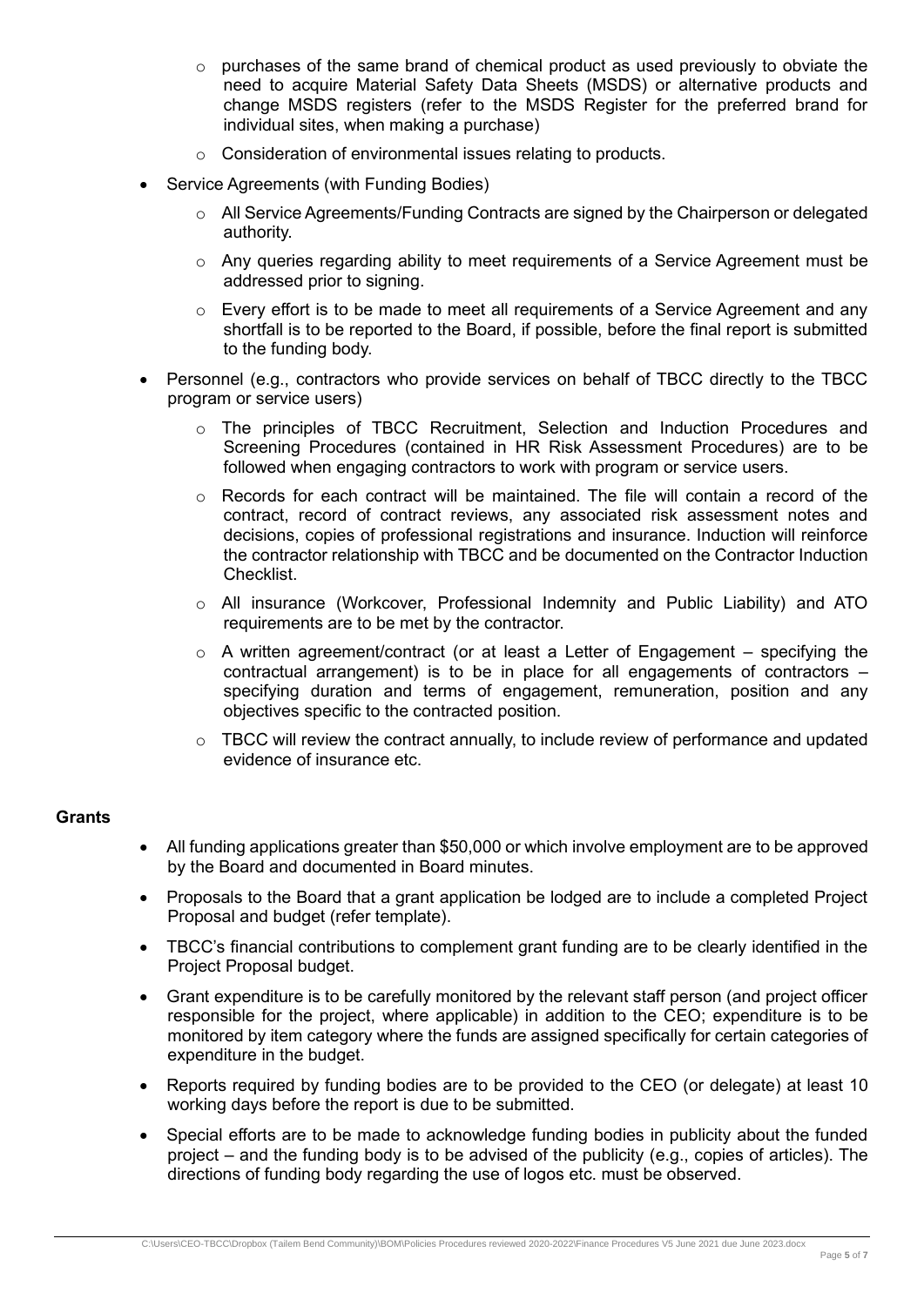- purchases of the same brand of chemical product as used previously to obviate the need to acquire Material Safety Data Sheets (MSDS) or alternative products and change MSDS registers (refer to the MSDS Register for the preferred brand for individual sites, when making a purchase)
    - Consideration of environmental issues relating to products.
- Service Agreements (with Funding Bodies)
    - All Service Agreements/Funding Contracts are signed by the Chairperson or delegated authority.
    - Any queries regarding ability to meet requirements of a Service Agreement must be addressed prior to signing.
    - Every effort is to be made to meet all requirements of a Service Agreement and any shortfall is to be reported to the Board, if possible, before the final report is submitted to the funding body.
- Personnel (e.g., contractors who provide services on behalf of TBCC directly to the TBCC program or service users)
    - The principles of TBCC Recruitment, Selection and Induction Procedures and Screening Procedures (contained in HR Risk Assessment Procedures) are to be followed when engaging contractors to work with program or service users.
    - Records for each contract will be maintained. The file will contain a record of the contract, record of contract reviews, any associated risk assessment notes and decisions, copies of professional registrations and insurance. Induction will reinforce the contractor relationship with TBCC and be documented on the Contractor Induction Checklist.
    - All insurance (Workcover, Professional Indemnity and Public Liability) and ATO requirements are to be met by the contractor.
    - A written agreement/contract (or at least a Letter of Engagement – specifying the contractual arrangement) is to be in place for all engagements of contractors – specifying duration and terms of engagement, remuneration, position and any objectives specific to the contracted position.
    - TBCC will review the contract annually, to include review of performance and updated evidence of insurance etc.

**Grants**

- All funding applications greater than $50,000 or which involve employment are to be approved by the Board and documented in Board minutes.
- Proposals to the Board that a grant application be lodged are to include a completed Project Proposal and budget (refer template).
- TBCC's financial contributions to complement grant funding are to be clearly identified in the Project Proposal budget.
- Grant expenditure is to be carefully monitored by the relevant staff person (and project officer responsible for the project, where applicable) in addition to the CEO; expenditure is to be monitored by item category where the funds are assigned specifically for certain categories of expenditure in the budget.
- Reports required by funding bodies are to be provided to the CEO (or delegate) at least 10 working days before the report is due to be submitted.
- Special efforts are to be made to acknowledge funding bodies in publicity about the funded project – and the funding body is to be advised of the publicity (e.g., copies of articles). The directions of funding body regarding the use of logos etc. must be observed.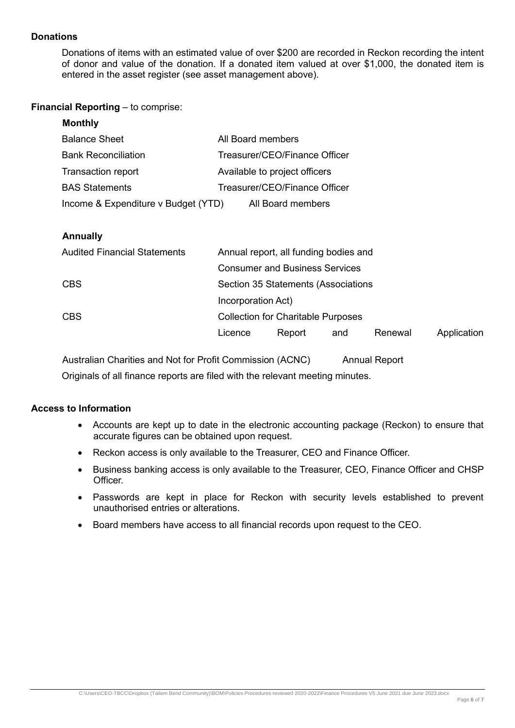**Donations**

Donations of items with an estimated value of over $200 are recorded in Reckon recording the intent of donor and value of the donation. If a donated item valued at over $1,000, the donated item is entered in the asset register (see asset management above).

**Financial Reporting** – to comprise:

**Monthly**

| | |
|---|---|
| Balance Sheet | All Board members |
| Bank Reconciliation | Treasurer/CEO/Finance Officer |
| Transaction report | Available to project officers |
| BAS Statements | Treasurer/CEO/Finance Officer |
| Income & Expenditure v Budget (YTD) | All Board members |

**Annually**

| | |
|---|---|
| Audited Financial Statements | Annual report, all funding bodies and Consumer and Business Services |
| CBS | Section 35 Statements (Associations Incorporation Act) |
| CBS | Collection for Charitable Purposes Licence Report and Renewal Application |

Australian Charities and Not for Profit Commission (ACNC) Annual Report

Originals of all finance reports are filed with the relevant meeting minutes.

**Access to Information**

- Accounts are kept up to date in the electronic accounting package (Reckon) to ensure that accurate figures can be obtained upon request.
- Reckon access is only available to the Treasurer, CEO and Finance Officer.
- Business banking access is only available to the Treasurer, CEO, Finance Officer and CHSP Officer.
- Passwords are kept in place for Reckon with security levels established to prevent unauthorised entries or alterations.
- Board members have access to all financial records upon request to the CEO.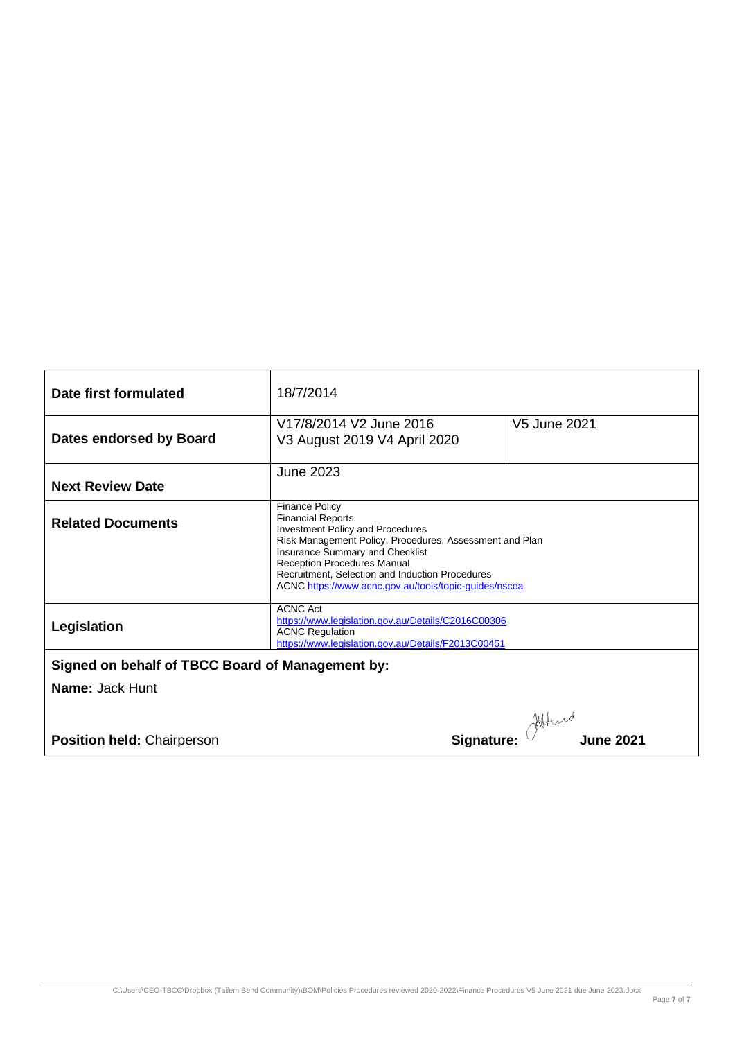| | | |
|---|---|---|
| **Date first formulated** | 18/7/2014 | |
| **Dates endorsed by Board** | V17/8/2014 V2 June 2016<br>V3 August 2019 V4 April 2020 | V5 June 2021 |
| **Next Review Date** | June 2023 | |
| **Related Documents** | Finance Policy<br>Financial Reports<br>Investment Policy and Procedures<br>Risk Management Policy, Procedures, Assessment and Plan<br>Insurance Summary and Checklist<br>Reception Procedures Manual<br>Recruitment, Selection and Induction Procedures<br>ACNC https://www.acnc.gov.au/tools/topic-guides/nscoa | |
| **Legislation** | ACNC Act<br>https://www.legislation.gov.au/Details/C2016C00306<br>ACNC Regulation<br>https://www.legislation.gov.au/Details/F2013C00451 | |

**Signed on behalf of TBCC Board of Management by:**

**Name:** Jack Hunt

**Position held:** Chairperson **Signature:** **June 2021**

C:\Users\CEO-TBCC\Dropbox (Tailem Bend Community)\BOM\Policies Procedures reviewed 2020-2022\Finance Procedures V5 June 2021 due June 2023.docx